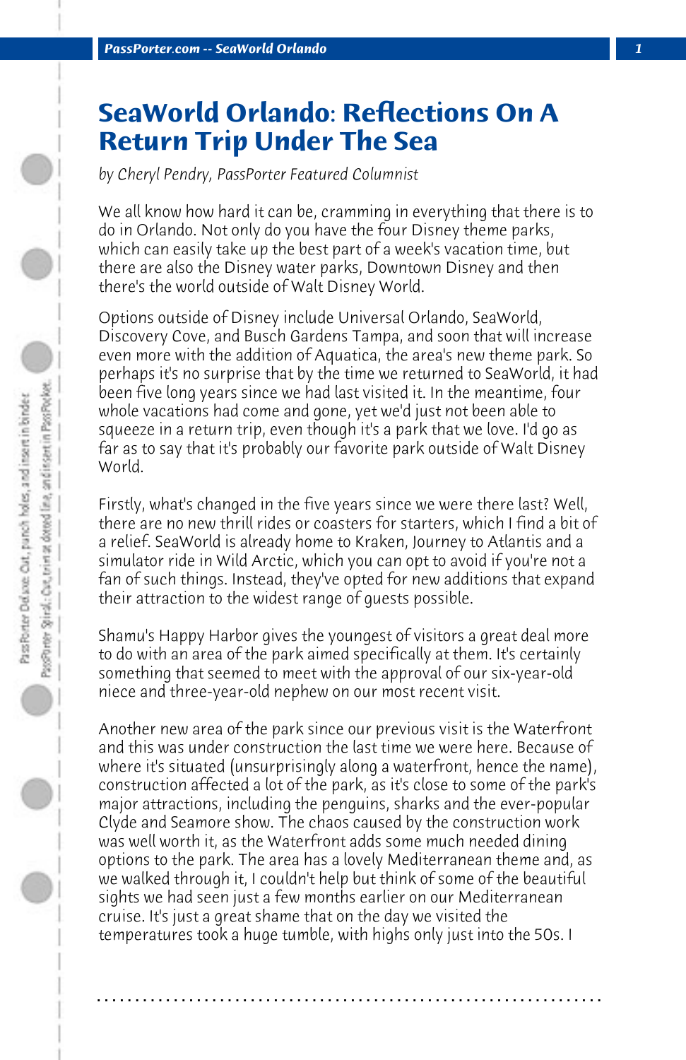# SeaWorld Orlando: Reflections On A Return Trip Under The Sea

*by Cheryl Pendry, PassPorter Featured Columnist*

We all know how hard it can be, cramming in everything that there is to do in Orlando. Not only do you have the four Disney theme parks, which can easily take up the best part of a week's vacation time, but there are also the Disney water parks, Downtown Disney and then there's the world outside of Walt Disney World.

Options outside of Disney include Universal Orlando, SeaWorld, Discovery Cove, and Busch Gardens Tampa, and soon that will increase even more with the addition of Aquatica, the area's new theme park. So perhaps it's no surprise that by the time we returned to SeaWorld, it had been five long years since we had last visited it. In the meantime, four whole vacations had come and gone, yet we'd just not been able to squeeze in a return trip, even though it's a park that we love. I'd go as far as to say that it's probably our favorite park outside of Walt Disney World.

Firstly, what's changed in the five years since we were there last? Well, there are no new thrill rides or coasters for starters, which I find a bit of a relief. SeaWorld is already home to Kraken, Journey to Atlantis and a simulator ride in Wild Arctic, which you can opt to avoid if you're not a fan of such things. Instead, they've opted for new additions that expand their attraction to the widest range of guests possible.

Shamu's Happy Harbor gives the youngest of visitors a great deal more to do with an area of the park aimed specifically at them. It's certainly something that seemed to meet with the approval of our six-year-old niece and three-year-old nephew on our most recent visit.

Another new area of the park since our previous visit is the Waterfront and this was under construction the last time we were here. Because of where it's situated (unsurprisingly along a waterfront, hence the name), construction affected a lot of the park, as it's close to some of the park's major attractions, including the penguins, sharks and the ever-popular Clyde and Seamore show. The chaos caused by the construction work was well worth it, as the Waterfront adds some much needed dining options to the park. The area has a lovely Mediterranean theme and, as we walked through it, I couldn't help but think of some of the beautiful sights we had seen just a few months earlier on our Mediterranean cruise. It's just a great shame that on the day we visited the temperatures took a huge tumble, with highs only just into the 50s. I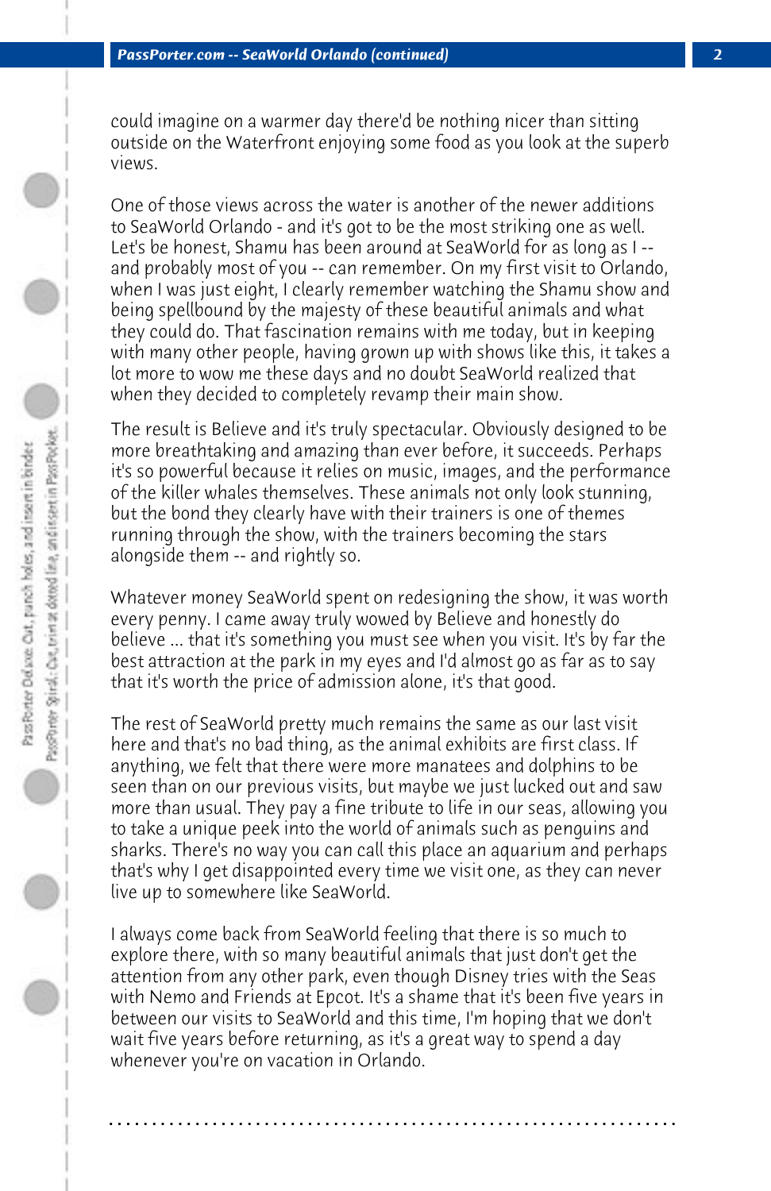could imagine on a warmer day there'd be nothing nicer than sitting outside on the Waterfront enjoying some food as you look at the superb views.

One of those views across the water is another of the newer additions to SeaWorld Orlando - and it's got to be the most striking one as well. Let's be honest, Shamu has been around at SeaWorld for as long as I -- and probably most of you -- can remember. On my first visit to Orlando, when I was just eight, I clearly remember watching the Shamu show and being spellbound by the majesty of these beautiful animals and what they could do. That fascination remains with me today, but in keeping with many other people, having grown up with shows like this, it takes a lot more to wow me these days and no doubt SeaWorld realized that when they decided to completely revamp their main show.

The result is Believe and it's truly spectacular. Obviously designed to be more breathtaking and amazing than ever before, it succeeds. Perhaps it's so powerful because it relies on music, images, and the performance of the killer whales themselves. These animals not only look stunning, but the bond they clearly have with their trainers is one of themes running through the show, with the trainers becoming the stars alongside them -- and rightly so.

Whatever money SeaWorld spent on redesigning the show, it was worth every penny. I came away truly wowed by Believe and honestly do believe ... that it's something you must see when you visit. It's by far the best attraction at the park in my eyes and I'd almost go as far as to say that it's worth the price of admission alone, it's that good.

The rest of SeaWorld pretty much remains the same as our last visit here and that's no bad thing, as the animal exhibits are first class. If anything, we felt that there were more manatees and dolphins to be seen than on our previous visits, but maybe we just lucked out and saw more than usual. They pay a fine tribute to life in our seas, allowing you to take a unique peek into the world of animals such as penguins and sharks. There's no way you can call this place an aquarium and perhaps that's why I get disappointed every time we visit one, as they can never live up to somewhere like SeaWorld.

I always come back from SeaWorld feeling that there is so much to explore there, with so many beautiful animals that just don't get the attention from any other park, even though Disney tries with the Seas with Nemo and Friends at Epcot. It's a shame that it's been five years in between our visits to SeaWorld and this time, I'm hoping that we don't wait five years before returning, as it's a great way to spend a day whenever you're on vacation in Orlando.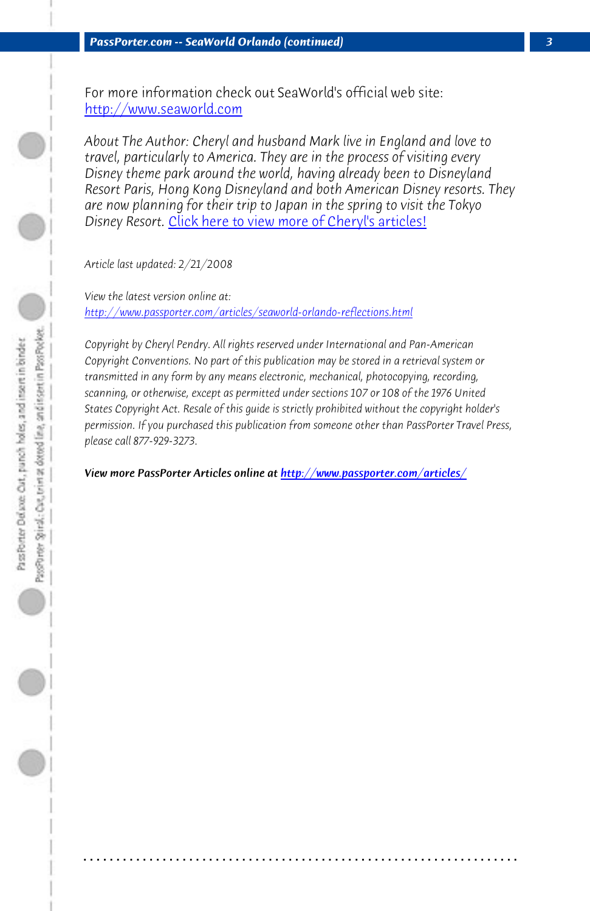For more information check out SeaWorld's official web site:
http://www.seaworld.com

*About The Author: Cheryl and husband Mark live in England and love to travel, particularly to America. They are in the process of visiting every Disney theme park around the world, having already been to Disneyland Resort Paris, Hong Kong Disneyland and both American Disney resorts. They are now planning for their trip to Japan in the spring to visit the Tokyo Disney Resort.* Click here to view more of Cheryl's articles!

*Article last updated: 2/21/2008*

*View the latest version online at:*
*http://www.passporter.com/articles/seaworld-orlando-reflections.html*

*Copyright by Cheryl Pendry. All rights reserved under International and Pan-American Copyright Conventions. No part of this publication may be stored in a retrieval system or transmitted in any form by any means electronic, mechanical, photocopying, recording, scanning, or otherwise, except as permitted under sections 107 or 108 of the 1976 United States Copyright Act. Resale of this guide is strictly prohibited without the copyright holder's permission. If you purchased this publication from someone other than PassPorter Travel Press, please call 877-929-3273.*

***View more PassPorter Articles online at http://www.passporter.com/articles/***